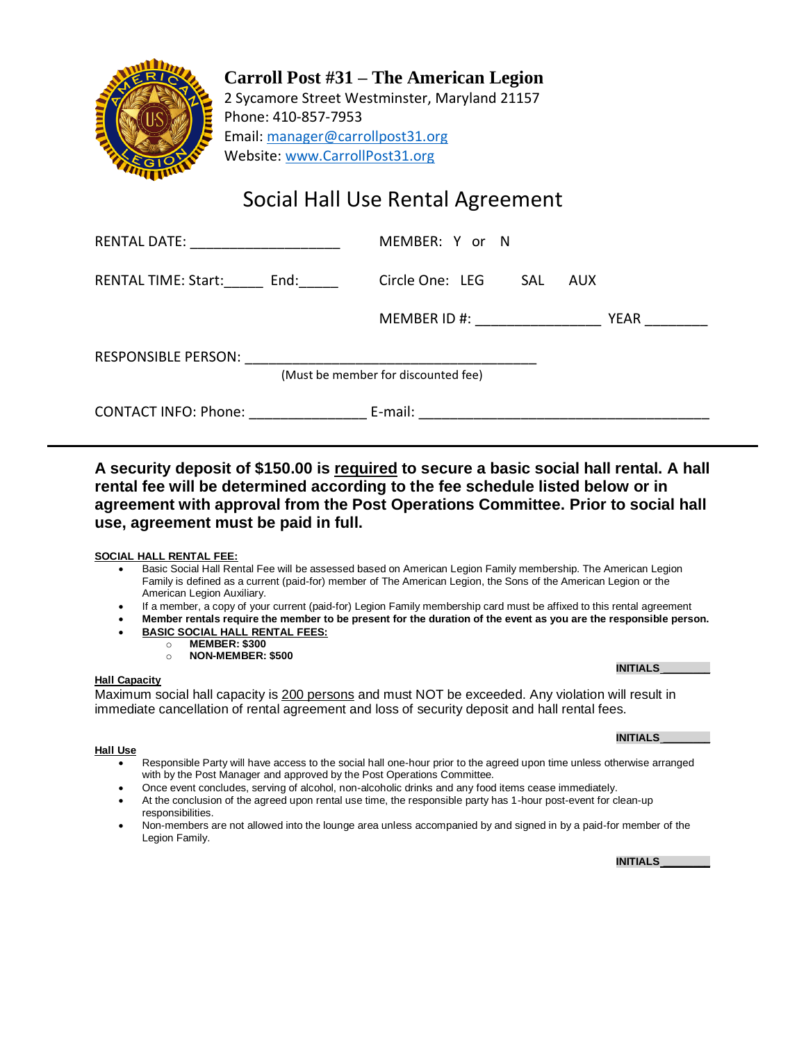# Carroll Post #31 – The American Legion

2 Sycamore Street Westminster, Maryland 21157
Phone: 410-857-7953
Email: manager@carrollpost31.org
Website: www.CarrollPost31.org

## Social Hall Use Rental Agreement

RENTAL DATE: ____________________ MEMBER: Y or N

RENTAL TIME: Start:_____ End:_____ Circle One: LEG SAL AUX

MEMBER ID #: _________________ YEAR ________

RESPONSIBLE PERSON: _______________________________________
(Must be member for discounted fee)

CONTACT INFO: Phone: _______________ E-mail: _____________________________________

---

**A security deposit of $150.00 is required to secure a basic social hall rental. A hall rental fee will be determined according to the fee schedule listed below or in agreement with approval from the Post Operations Committee. Prior to social hall use, agreement must be paid in full.**

**SOCIAL HALL RENTAL FEE:**

- Basic Social Hall Rental Fee will be assessed based on American Legion Family membership. The American Legion Family is defined as a current (paid-for) member of The American Legion, the Sons of the American Legion or the American Legion Auxiliary.
- If a member, a copy of your current (paid-for) Legion Family membership card must be affixed to this rental agreement
- **Member rentals require the member to be present for the duration of the event as you are the responsible person.**
- **BASIC SOCIAL HALL RENTAL FEES:**
  - **MEMBER: $300**
  - **NON-MEMBER: $500**

**INITIALS________**

**Hall Capacity**

Maximum social hall capacity is 200 persons and must NOT be exceeded. Any violation will result in immediate cancellation of rental agreement and loss of security deposit and hall rental fees.

**INITIALS________**

**Hall Use**

- Responsible Party will have access to the social hall one-hour prior to the agreed upon time unless otherwise arranged with by the Post Manager and approved by the Post Operations Committee.
- Once event concludes, serving of alcohol, non-alcoholic drinks and any food items cease immediately.
- At the conclusion of the agreed upon rental use time, the responsible party has 1-hour post-event for clean-up responsibilities.
- Non-members are not allowed into the lounge area unless accompanied by and signed in by a paid-for member of the Legion Family.

**INITIALS________**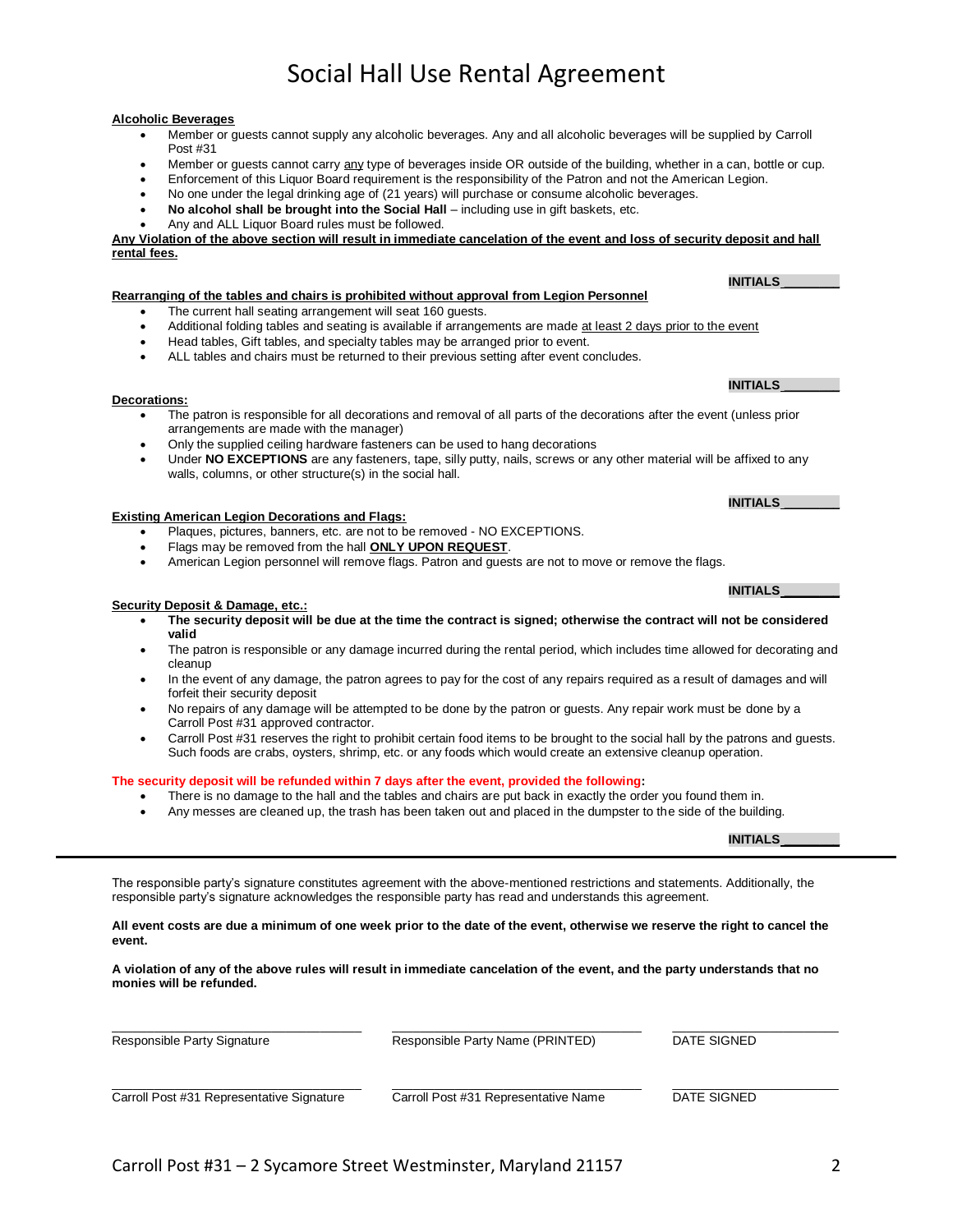# Social Hall Use Rental Agreement

**Alcoholic Beverages**

- Member or guests cannot supply any alcoholic beverages. Any and all alcoholic beverages will be supplied by Carroll Post #31
- Member or guests cannot carry any type of beverages inside OR outside of the building, whether in a can, bottle or cup.
- Enforcement of this Liquor Board requirement is the responsibility of the Patron and not the American Legion.
- No one under the legal drinking age of (21 years) will purchase or consume alcoholic beverages.
- **No alcohol shall be brought into the Social Hall** – including use in gift baskets, etc.
- Any and ALL Liquor Board rules must be followed.

**Any Violation of the above section will result in immediate cancelation of the event and loss of security deposit and hall rental fees.**

**INITIALS________**

**Rearranging of the tables and chairs is prohibited without approval from Legion Personnel**

- The current hall seating arrangement will seat 160 guests.
- Additional folding tables and seating is available if arrangements are made at least 2 days prior to the event
- Head tables, Gift tables, and specialty tables may be arranged prior to event.
- ALL tables and chairs must be returned to their previous setting after event concludes.

**INITIALS________**

**Decorations:**

- The patron is responsible for all decorations and removal of all parts of the decorations after the event (unless prior arrangements are made with the manager)
- Only the supplied ceiling hardware fasteners can be used to hang decorations
- Under **NO EXCEPTIONS** are any fasteners, tape, silly putty, nails, screws or any other material will be affixed to any walls, columns, or other structure(s) in the social hall.

**INITIALS________**

**Existing American Legion Decorations and Flags:**

- Plaques, pictures, banners, etc. are not to be removed - NO EXCEPTIONS.
- Flags may be removed from the hall **ONLY UPON REQUEST**.
- American Legion personnel will remove flags. Patron and guests are not to move or remove the flags.

**INITIALS________**

**Security Deposit & Damage, etc.:**

- **The security deposit will be due at the time the contract is signed; otherwise the contract will not be considered valid**
- The patron is responsible or any damage incurred during the rental period, which includes time allowed for decorating and cleanup
- In the event of any damage, the patron agrees to pay for the cost of any repairs required as a result of damages and will forfeit their security deposit
- No repairs of any damage will be attempted to be done by the patron or guests. Any repair work must be done by a Carroll Post #31 approved contractor.
- Carroll Post #31 reserves the right to prohibit certain food items to be brought to the social hall by the patrons and guests. Such foods are crabs, oysters, shrimp, etc. or any foods which would create an extensive cleanup operation.

**The security deposit will be refunded within 7 days after the event, provided the following:**

- There is no damage to the hall and the tables and chairs are put back in exactly the order you found them in.
- Any messes are cleaned up, the trash has been taken out and placed in the dumpster to the side of the building.

**INITIALS________**

---

The responsible party's signature constitutes agreement with the above-mentioned restrictions and statements. Additionally, the responsible party's signature acknowledges the responsible party has read and understands this agreement.

**All event costs are due a minimum of one week prior to the date of the event, otherwise we reserve the right to cancel the event.**

**A violation of any of the above rules will result in immediate cancelation of the event, and the party understands that no monies will be refunded.**

| ______________________________ | ______________________________ | ________________ |
|---|---|---|
| Responsible Party Signature | Responsible Party Name (PRINTED) | DATE SIGNED |
| ______________________________ | ______________________________ | ________________ |
| Carroll Post #31 Representative Signature | Carroll Post #31 Representative Name | DATE SIGNED |

Carroll Post #31 – 2 Sycamore Street Westminster, Maryland 21157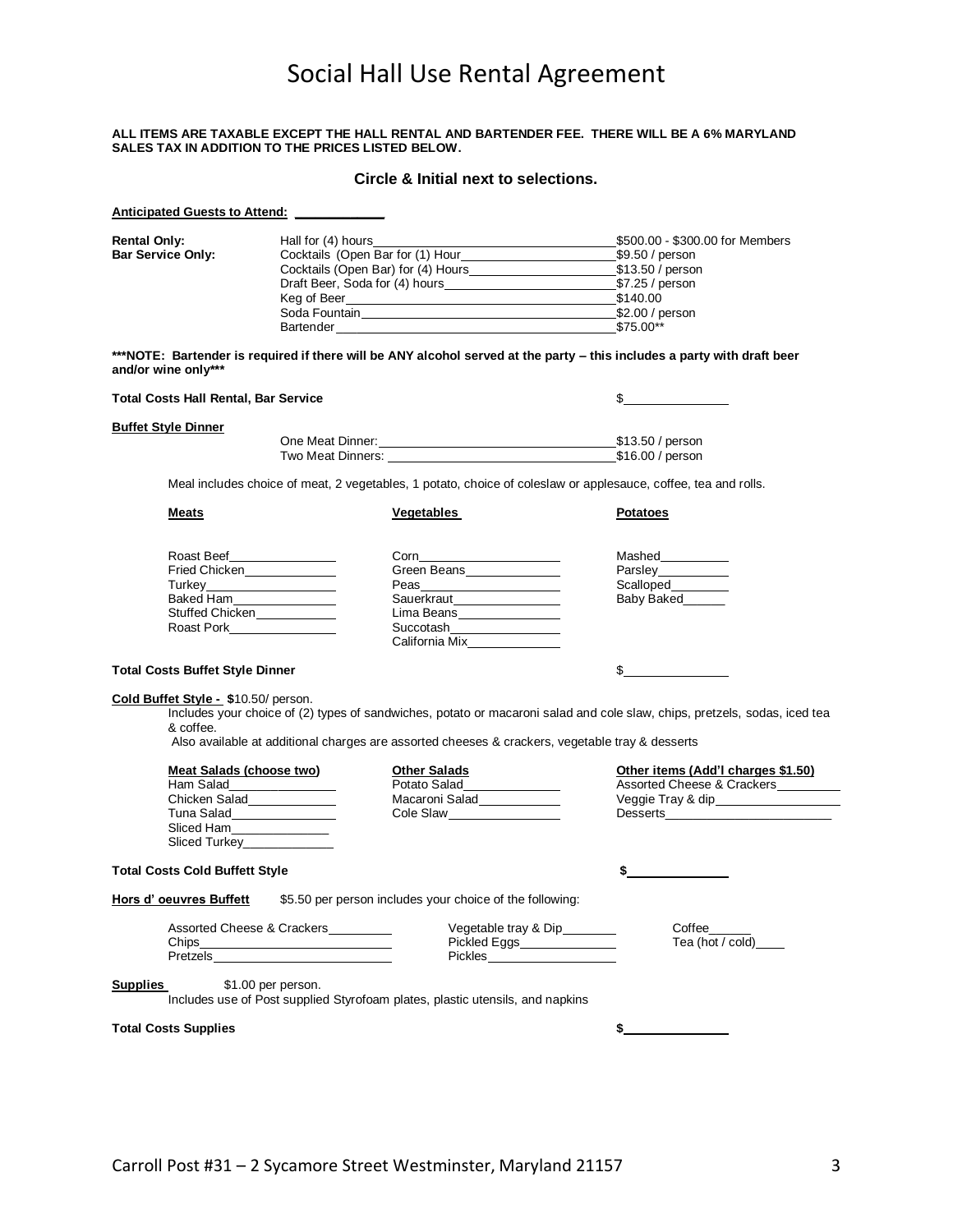# Social Hall Use Rental Agreement

**ALL ITEMS ARE TAXABLE EXCEPT THE HALL RENTAL AND BARTENDER FEE. THERE WILL BE A 6% MARYLAND SALES TAX IN ADDITION TO THE PRICES LISTED BELOW.**

**Circle & Initial next to selections.**

**Anticipated Guests to Attend:** ____________

| | | |
|---|---|---|
| **Rental Only:** | Hall for (4) hours | \$500.00 - \$300.00 for Members |
| **Bar Service Only:** | Cocktails (Open Bar for (1) Hour | \$9.50 / person |
| | Cocktails (Open Bar) for (4) Hours | \$13.50 / person |
| | Draft Beer, Soda for (4) hours | \$7.25 / person |
| | Keg of Beer | \$140.00 |
| | Soda Fountain | \$2.00 / person |
| | Bartender | \$75.00** |

**\*\*\*NOTE: Bartender is required if there will be ANY alcohol served at the party – this includes a party with draft beer and/or wine only\*\*\***

**Total Costs Hall Rental, Bar Service** \$____________

**Buffet Style Dinner**

| | |
|---|---|
| One Meat Dinner: | \$13.50 / person |
| Two Meat Dinners: | \$16.00 / person |

Meal includes choice of meat, 2 vegetables, 1 potato, choice of coleslaw or applesauce, coffee, tea and rolls.

| **Meats** | **Vegetables** | **Potatoes** |
|---|---|---|
| Roast Beef____ | Corn____ | Mashed____ |
| Fried Chicken____ | Green Beans____ | Parsley____ |
| Turkey____ | Peas____ | Scalloped____ |
| Baked Ham____ | Sauerkraut____ | Baby Baked____ |
| Stuffed Chicken____ | Lima Beans____ | |
| Roast Pork____ | Succotash____ | |
| | California Mix____ | |

**Total Costs Buffet Style Dinner** \$____________

**Cold Buffet Style -** \$10.50/ person.

Includes your choice of (2) types of sandwiches, potato or macaroni salad and cole slaw, chips, pretzels, sodas, iced tea & coffee.

Also available at additional charges are assorted cheeses & crackers, vegetable tray & desserts

| **Meat Salads (choose two)** | **Other Salads** | **Other items (Add'l charges \$1.50)** |
|---|---|---|
| Ham Salad____ | Potato Salad____ | Assorted Cheese & Crackers____ |
| Chicken Salad____ | Macaroni Salad____ | Veggie Tray & dip____ |
| Tuna Salad____ | Cole Slaw____ | Desserts____ |
| Sliced Ham____ | | |
| Sliced Turkey____ | | |

**Total Costs Cold Buffett Style** **\$**____________

**Hors d' oeuvres Buffett** \$5.50 per person includes your choice of the following:

| | | |
|---|---|---|
| Assorted Cheese & Crackers____ | Vegetable tray & Dip____ | Coffee____ |
| Chips____ | Pickled Eggs____ | Tea (hot / cold)____ |
| Pretzels____ | Pickles____ | |

**Supplies** \$1.00 per person.

Includes use of Post supplied Styrofoam plates, plastic utensils, and napkins

**Total Costs Supplies** **\$**____________

Carroll Post #31 – 2 Sycamore Street Westminster, Maryland 21157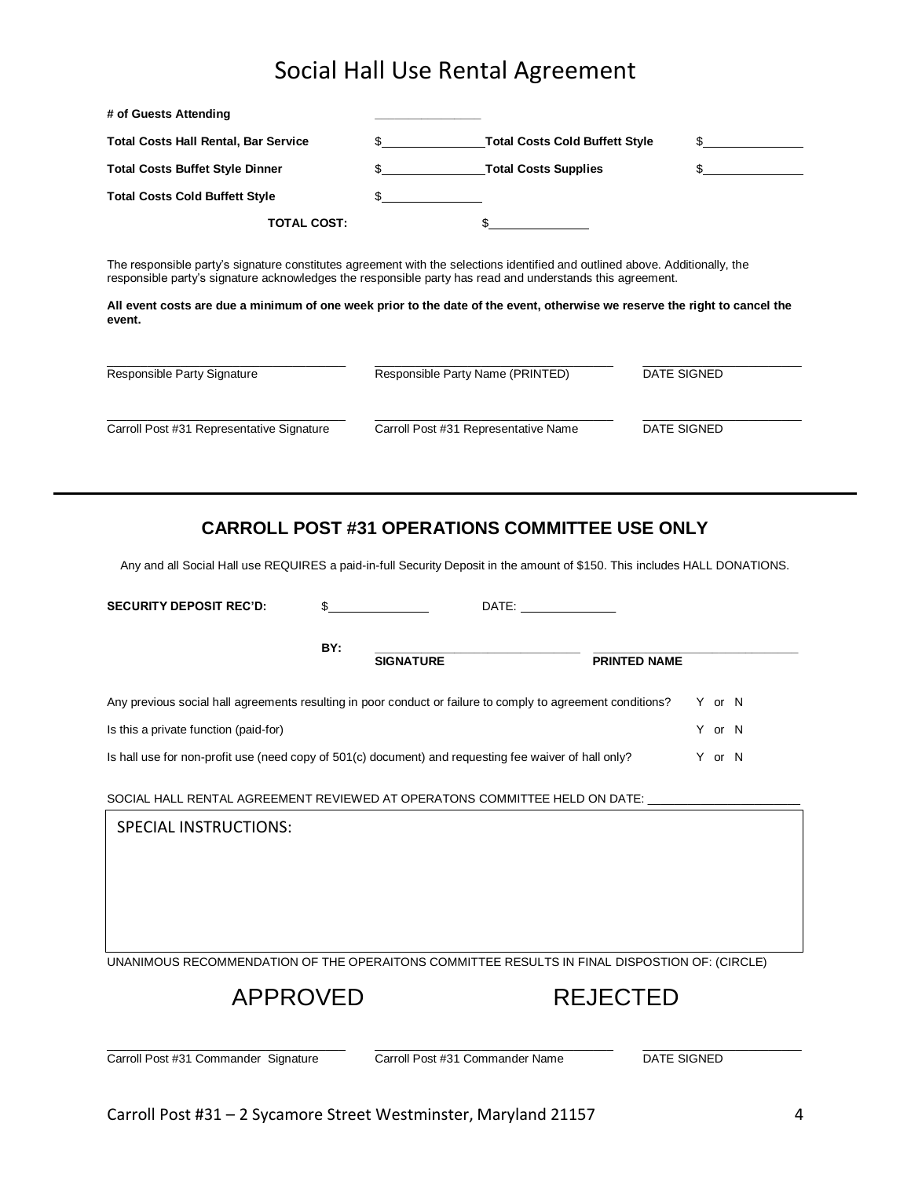# Social Hall Use Rental Agreement

| | | | |
|---|---|---|---|
| **# of Guests Attending** | \_\_\_\_\_\_\_\_\_\_\_\_\_\_\_ | | |
| **Total Costs Hall Rental, Bar Service** | $\_\_\_\_\_\_\_\_\_\_\_\_\_\_\_ | **Total Costs Cold Buffett Style** | $\_\_\_\_\_\_\_\_\_\_\_\_\_\_\_ |
| **Total Costs Buffet Style Dinner** | $\_\_\_\_\_\_\_\_\_\_\_\_\_\_\_ | **Total Costs Supplies** | $\_\_\_\_\_\_\_\_\_\_\_\_\_\_\_ |
| **Total Costs Cold Buffett Style** | $\_\_\_\_\_\_\_\_\_\_\_\_\_\_\_ | | |
| **TOTAL COST:** | $\_\_\_\_\_\_\_\_\_\_\_\_\_\_\_ | | |

The responsible party's signature constitutes agreement with the selections identified and outlined above. Additionally, the responsible party's signature acknowledges the responsible party has read and understands this agreement.

**All event costs are due a minimum of one week prior to the date of the event, otherwise we reserve the right to cancel the event.**

\_\_\_\_\_\_\_\_\_\_\_\_\_\_\_\_\_\_\_\_\_\_\_\_\_\_\_\_ \_\_\_\_\_\_\_\_\_\_\_\_\_\_\_\_\_\_\_\_\_\_\_\_\_\_\_\_ \_\_\_\_\_\_\_\_\_\_\_\_\_\_\_\_\_\_\_\_

Responsible Party Signature — Responsible Party Name (PRINTED) — DATE SIGNED

\_\_\_\_\_\_\_\_\_\_\_\_\_\_\_\_\_\_\_\_\_\_\_\_\_\_\_\_ \_\_\_\_\_\_\_\_\_\_\_\_\_\_\_\_\_\_\_\_\_\_\_\_\_\_\_\_ \_\_\_\_\_\_\_\_\_\_\_\_\_\_\_\_\_\_\_\_

Carroll Post #31 Representative Signature — Carroll Post #31 Representative Name — DATE SIGNED

---

## CARROLL POST #31 OPERATIONS COMMITTEE USE ONLY

Any and all Social Hall use REQUIRES a paid-in-full Security Deposit in the amount of $150. This includes HALL DONATIONS.

**SECURITY DEPOSIT REC'D:** $\_\_\_\_\_\_\_\_\_\_\_\_\_\_\_ DATE: \_\_\_\_\_\_\_\_\_\_\_\_\_\_\_

**BY:** \_\_\_\_\_\_\_\_\_\_\_\_\_\_\_\_\_\_\_\_\_\_\_\_\_\_\_\_ \_\_\_\_\_\_\_\_\_\_\_\_\_\_\_\_\_\_\_\_\_\_\_\_\_\_\_\_

**SIGNATURE** — **PRINTED NAME**

Any previous social hall agreements resulting in poor conduct or failure to comply to agreement conditions? Y or N

Is this a private function (paid-for) Y or N

Is hall use for non-profit use (need copy of 501(c) document) and requesting fee waiver of hall only? Y or N

SOCIAL HALL RENTAL AGREEMENT REVIEWED AT OPERATONS COMMITTEE HELD ON DATE: \_\_\_\_\_\_\_\_\_\_\_\_\_\_\_\_\_\_\_\_

SPECIAL INSTRUCTIONS:

UNANIMOUS RECOMMENDATION OF THE OPERAITONS COMMITTEE RESULTS IN FINAL DISPOSTION OF: (CIRCLE)

APPROVED REJECTED

\_\_\_\_\_\_\_\_\_\_\_\_\_\_\_\_\_\_\_\_\_\_\_\_\_\_\_\_ \_\_\_\_\_\_\_\_\_\_\_\_\_\_\_\_\_\_\_\_\_\_\_\_\_\_\_\_ \_\_\_\_\_\_\_\_\_\_\_\_\_\_\_\_\_\_\_\_

Carroll Post #31 Commander Signature — Carroll Post #31 Commander Name — DATE SIGNED

Carroll Post #31 – 2 Sycamore Street Westminster, Maryland 21157